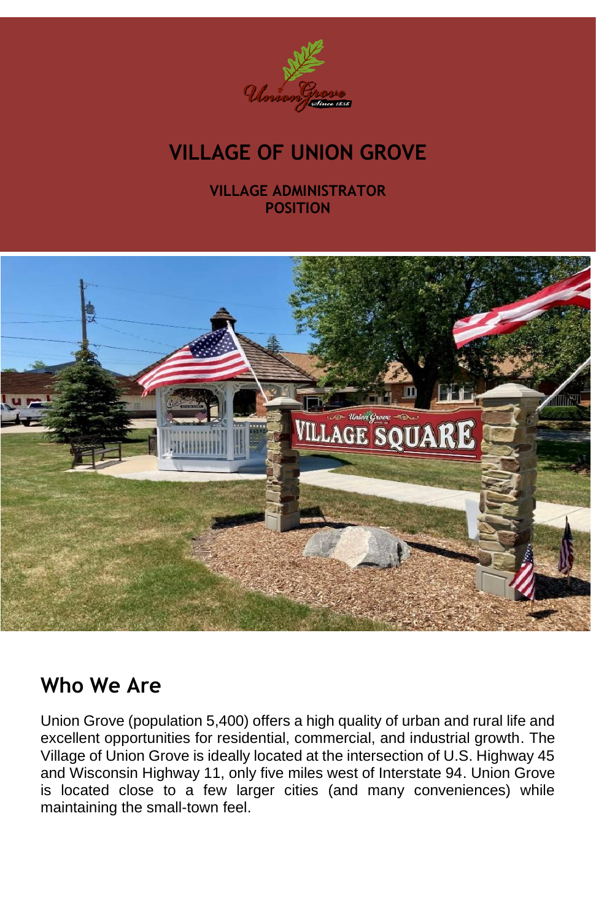# VILLAGE OF UNION GROVE

**VILLAGE ADMINISTRATOR POSITION**

## Who We Are

Union Grove (population 5,400) offers a high quality of urban and rural life and excellent opportunities for residential, commercial, and industrial growth. The Village of Union Grove is ideally located at the intersection of U.S. Highway 45 and Wisconsin Highway 11, only five miles west of Interstate 94. Union Grove is located close to a few larger cities (and many conveniences) while maintaining the small-town feel.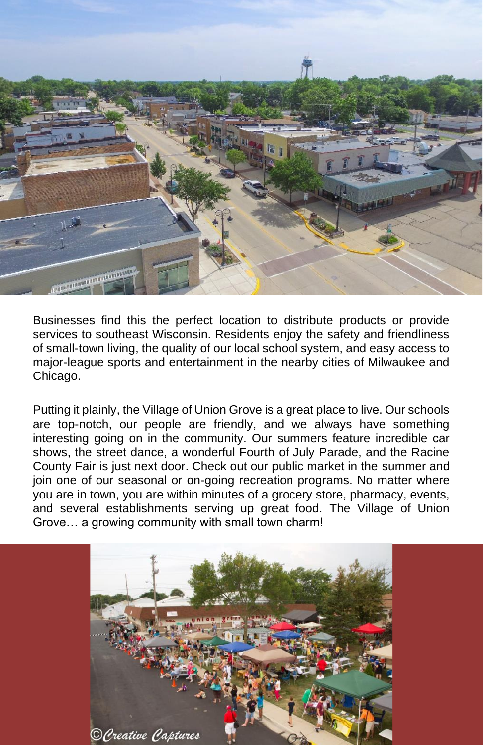Businesses find this the perfect location to distribute products or provide services to southeast Wisconsin. Residents enjoy the safety and friendliness of small-town living, the quality of our local school system, and easy access to major-league sports and entertainment in the nearby cities of Milwaukee and Chicago.

Putting it plainly, the Village of Union Grove is a great place to live. Our schools are top-notch, our people are friendly, and we always have something interesting going on in the community. Our summers feature incredible car shows, the street dance, a wonderful Fourth of July Parade, and the Racine County Fair is just next door. Check out our public market in the summer and join one of our seasonal or on-going recreation programs. No matter where you are in town, you are within minutes of a grocery store, pharmacy, events, and several establishments serving up great food. The Village of Union Grove… a growing community with small town charm!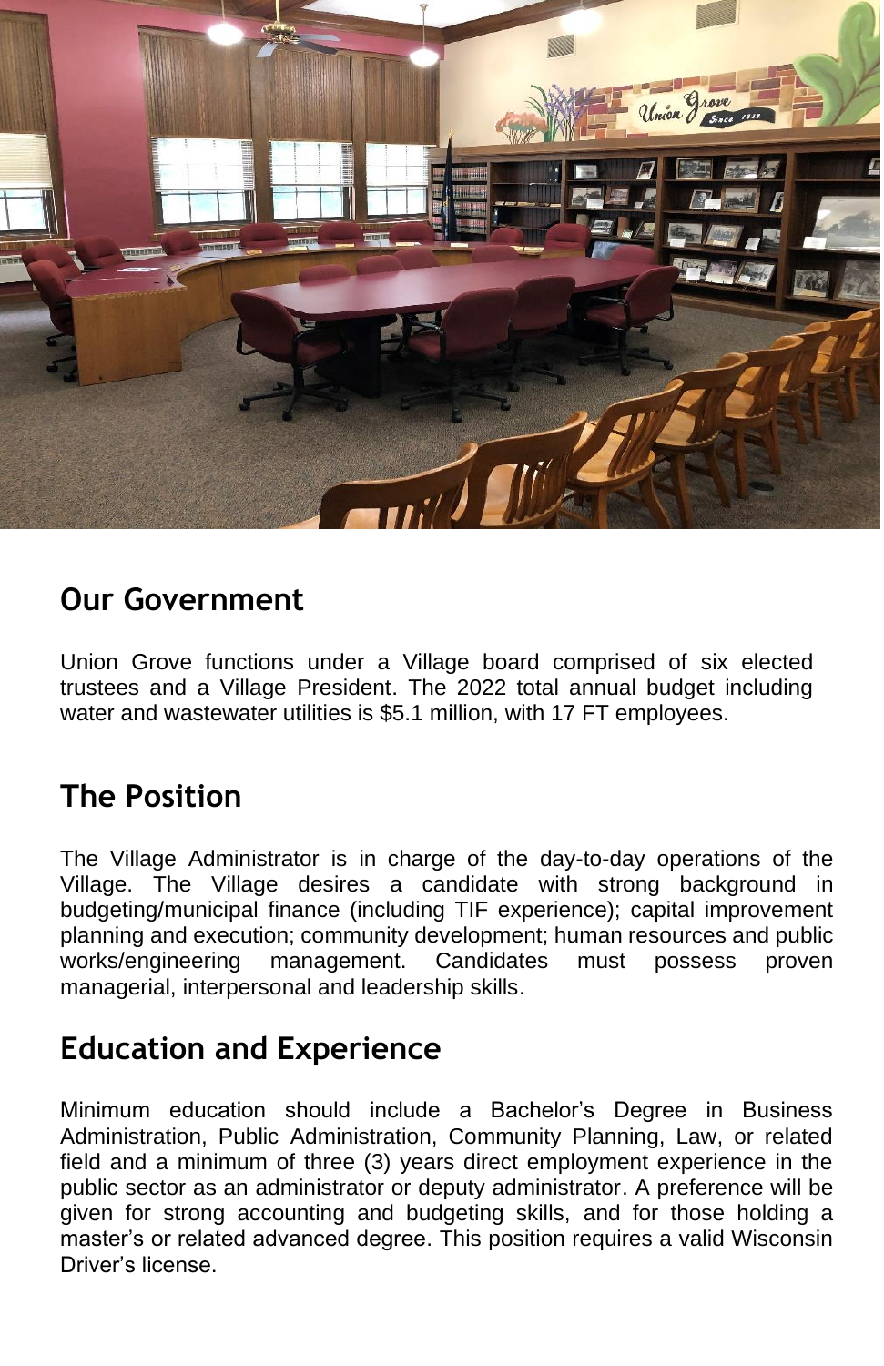## Our Government

Union Grove functions under a Village board comprised of six elected trustees and a Village President. The 2022 total annual budget including water and wastewater utilities is $5.1 million, with 17 FT employees.

## The Position

The Village Administrator is in charge of the day-to-day operations of the Village. The Village desires a candidate with strong background in budgeting/municipal finance (including TIF experience); capital improvement planning and execution; community development; human resources and public works/engineering management. Candidates must possess proven managerial, interpersonal and leadership skills.

## Education and Experience

Minimum education should include a Bachelor's Degree in Business Administration, Public Administration, Community Planning, Law, or related field and a minimum of three (3) years direct employment experience in the public sector as an administrator or deputy administrator. A preference will be given for strong accounting and budgeting skills, and for those holding a master's or related advanced degree. This position requires a valid Wisconsin Driver's license.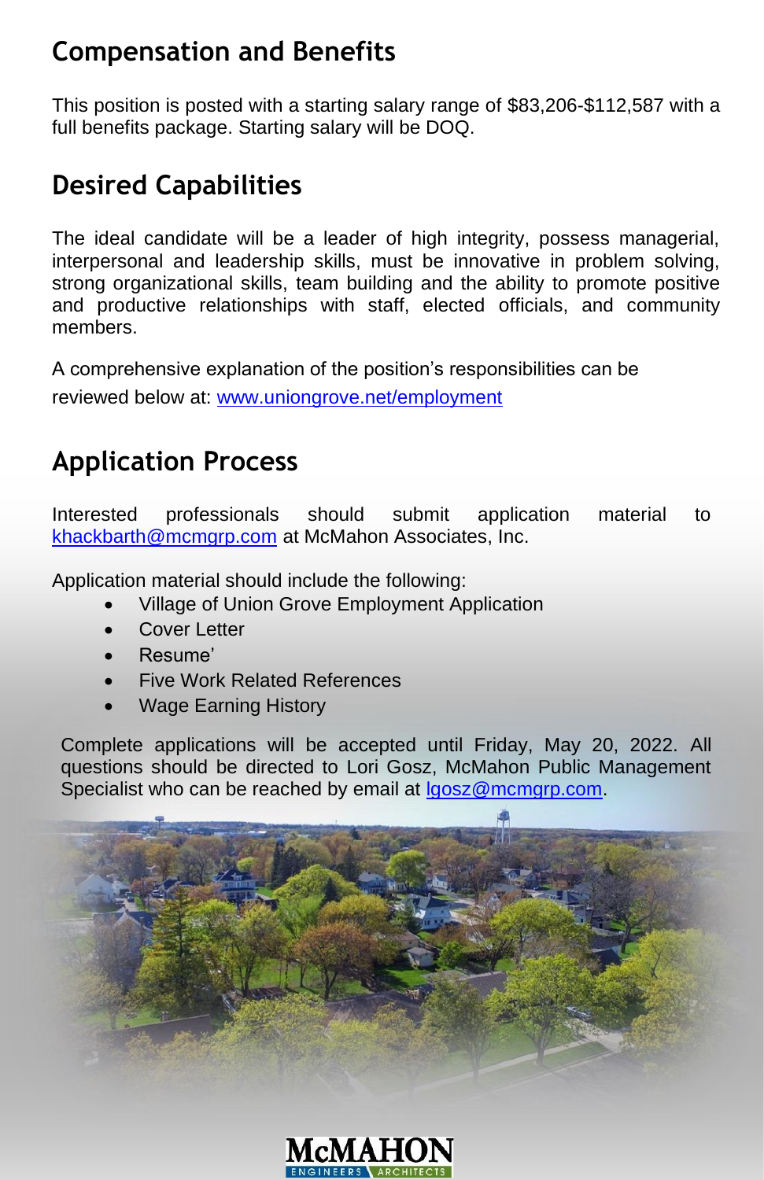## Compensation and Benefits

This position is posted with a starting salary range of $83,206-$112,587 with a full benefits package. Starting salary will be DOQ.

## Desired Capabilities

The ideal candidate will be a leader of high integrity, possess managerial, interpersonal and leadership skills, must be innovative in problem solving, strong organizational skills, team building and the ability to promote positive and productive relationships with staff, elected officials, and community members.

A comprehensive explanation of the position's responsibilities can be reviewed below at: www.uniongrove.net/employment

## Application Process

Interested professionals should submit application material to khackbarth@mcmgrp.com at McMahon Associates, Inc.

Application material should include the following:

- Village of Union Grove Employment Application
- Cover Letter
- Resume'
- Five Work Related References
- Wage Earning History

Complete applications will be accepted until Friday, May 20, 2022. All questions should be directed to Lori Gosz, McMahon Public Management Specialist who can be reached by email at lgosz@mcmgrp.com.

McMAHON
ENGINEERS ARCHITECTS